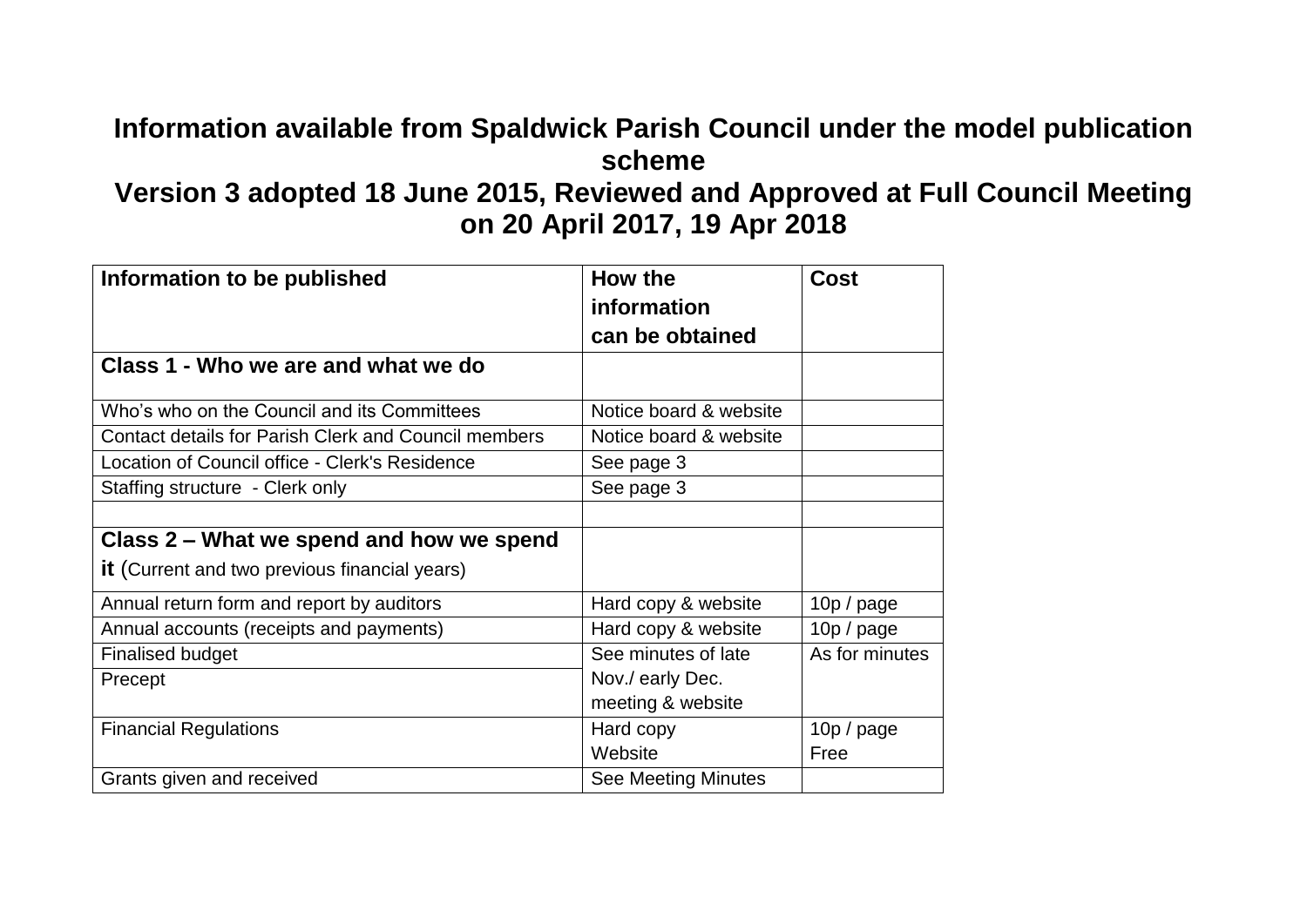# Information available from Spaldwick Parish Council under the model publication scheme

## Version 3 adopted 18 June 2015, Reviewed and Approved at Full Council Meeting on 20 April 2017, 19 Apr 2018

| Information to be published | How the information can be obtained | Cost |
|---|---|---|
| **Class 1 - Who we are and what we do** | | |
| Who's who on the Council and its Committees | Notice board & website | |
| Contact details for Parish Clerk and Council members | Notice board & website | |
| Location of Council office - Clerk's Residence | See page 3 | |
| Staffing structure - Clerk only | See page 3 | |
| | | |
| **Class 2 – What we spend and how we spend it** (Current and two previous financial years) | | |
| Annual return form and report by auditors | Hard copy & website | 10p / page |
| Annual accounts (receipts and payments) | Hard copy & website | 10p / page |
| Finalised budget | See minutes of late Nov./ early Dec. meeting & website | As for minutes |
| Precept | | |
| Financial Regulations | Hard copy<br>Website | 10p / page<br>Free |
| Grants given and received | See Meeting Minutes | |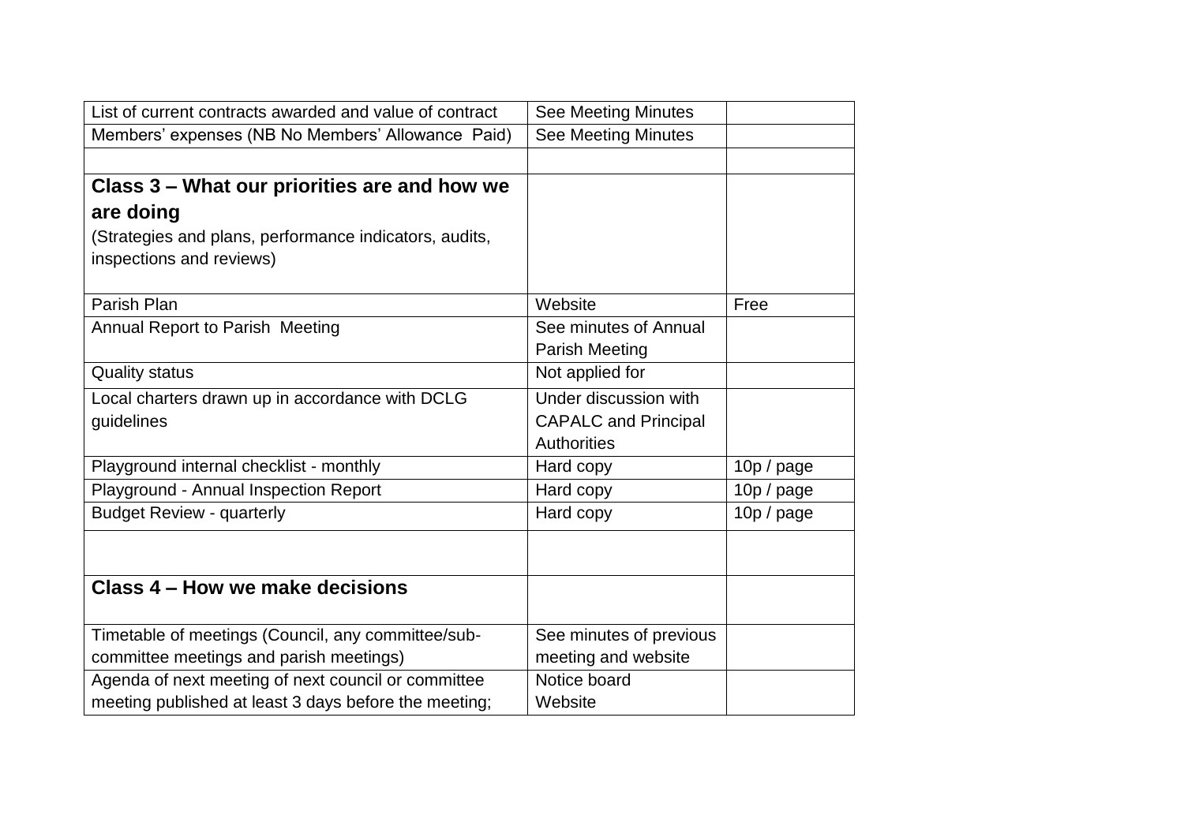| | | |
|---|---|---|
| List of current contracts awarded and value of contract | See Meeting Minutes | |
| Members' expenses (NB No Members' Allowance Paid) | See Meeting Minutes | |
| | | |
| **Class 3 – What our priorities are and how we are doing**<br>(Strategies and plans, performance indicators, audits, inspections and reviews) | | |
| Parish Plan | Website | Free |
| Annual Report to Parish Meeting | See minutes of Annual Parish Meeting | |
| Quality status | Not applied for | |
| Local charters drawn up in accordance with DCLG guidelines | Under discussion with CAPALC and Principal Authorities | |
| Playground internal checklist - monthly | Hard copy | 10p / page |
| Playground - Annual Inspection Report | Hard copy | 10p / page |
| Budget Review - quarterly | Hard copy | 10p / page |
| | | |
| **Class 4 – How we make decisions** | | |
| Timetable of meetings (Council, any committee/sub-committee meetings and parish meetings) | See minutes of previous meeting and website | |
| Agenda of next meeting of next council or committee meeting published at least 3 days before the meeting; | Notice board<br>Website | |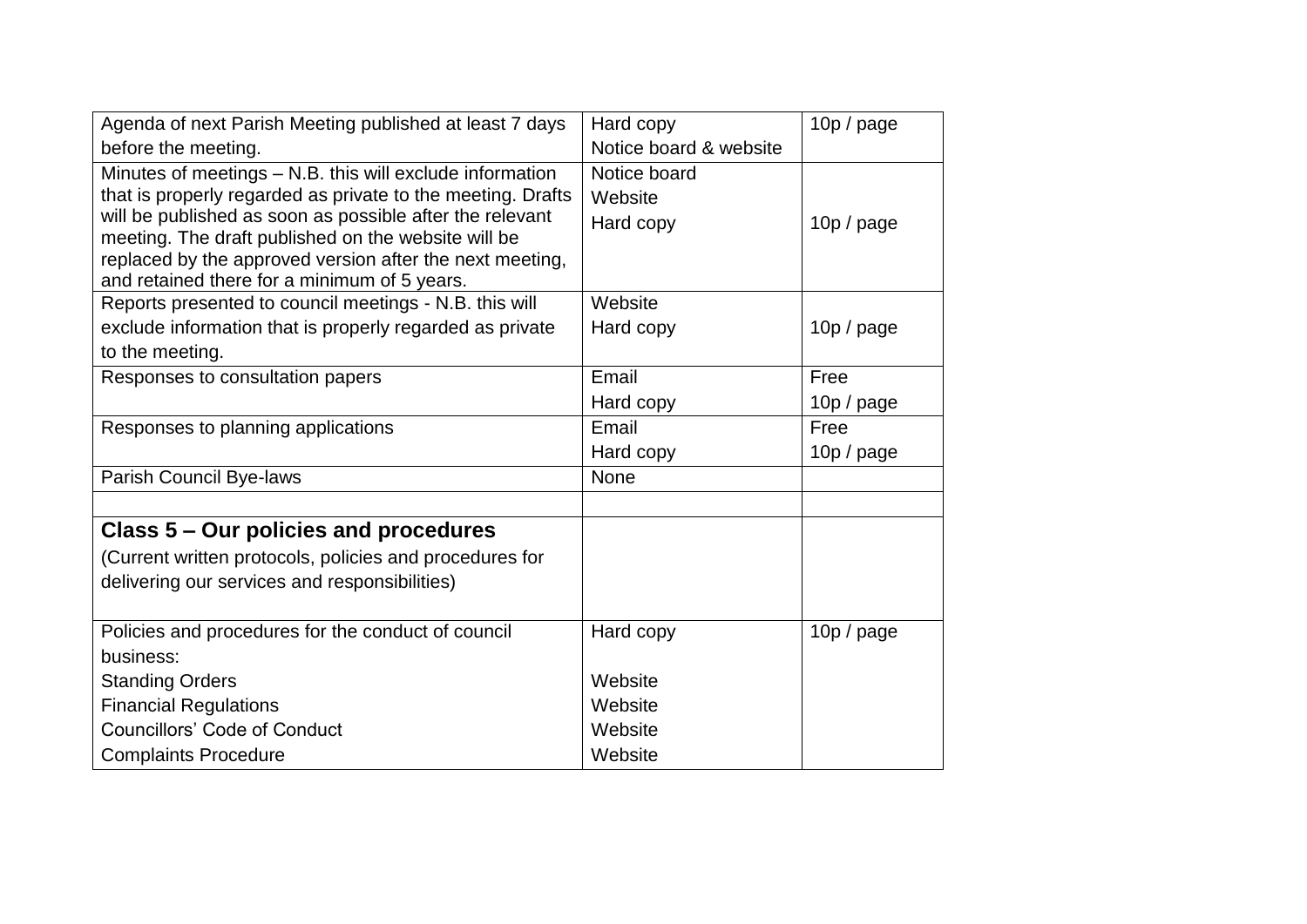| | | |
|---|---|---|
| Agenda of next Parish Meeting published at least 7 days before the meeting. | Hard copy<br>Notice board & website | 10p / page |
| Minutes of meetings – N.B. this will exclude information that is properly regarded as private to the meeting. Drafts will be published as soon as possible after the relevant meeting. The draft published on the website will be replaced by the approved version after the next meeting, and retained there for a minimum of 5 years. | Notice board<br>Website<br>Hard copy | 10p / page |
| Reports presented to council meetings - N.B. this will exclude information that is properly regarded as private to the meeting. | Website<br>Hard copy | 10p / page |
| Responses to consultation papers | Email<br>Hard copy | Free<br>10p / page |
| Responses to planning applications | Email<br>Hard copy | Free<br>10p / page |
| Parish Council Bye-laws | None | |
| | | |
| **Class 5 – Our policies and procedures**<br>(Current written protocols, policies and procedures for delivering our services and responsibilities) | | |
| Policies and procedures for the conduct of council business:<br>Standing Orders<br>Financial Regulations<br>Councillors' Code of Conduct<br>Complaints Procedure | Hard copy<br><br>Website<br>Website<br>Website<br>Website | 10p / page |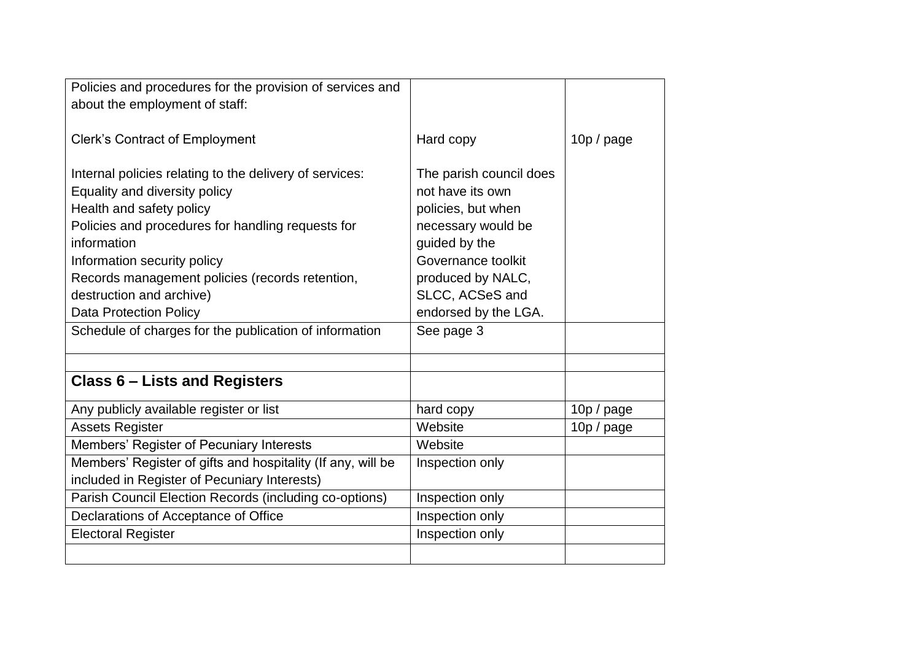| | | |
|---|---|---|
| Policies and procedures for the provision of services and about the employment of staff:<br><br>Clerk's Contract of Employment | <br><br><br>Hard copy | <br><br><br>10p / page |
| Internal policies relating to the delivery of services:<br>Equality and diversity policy<br>Health and safety policy<br>Policies and procedures for handling requests for information<br>Information security policy<br>Records management policies (records retention, destruction and archive)<br>Data Protection Policy | The parish council does not have its own policies, but when necessary would be guided by the Governance toolkit produced by NALC, SLCC, ACSeS and endorsed by the LGA. | |
| Schedule of charges for the publication of information | See page 3 | |
| | | |
| **Class 6 – Lists and Registers** | | |
| Any publicly available register or list | hard copy | 10p / page |
| Assets Register | Website | 10p / page |
| Members' Register of Pecuniary Interests | Website | |
| Members' Register of gifts and hospitality (If any, will be included in Register of Pecuniary Interests) | Inspection only | |
| Parish Council Election Records (including co-options) | Inspection only | |
| Declarations of Acceptance of Office | Inspection only | |
| Electoral Register | Inspection only | |
| | | |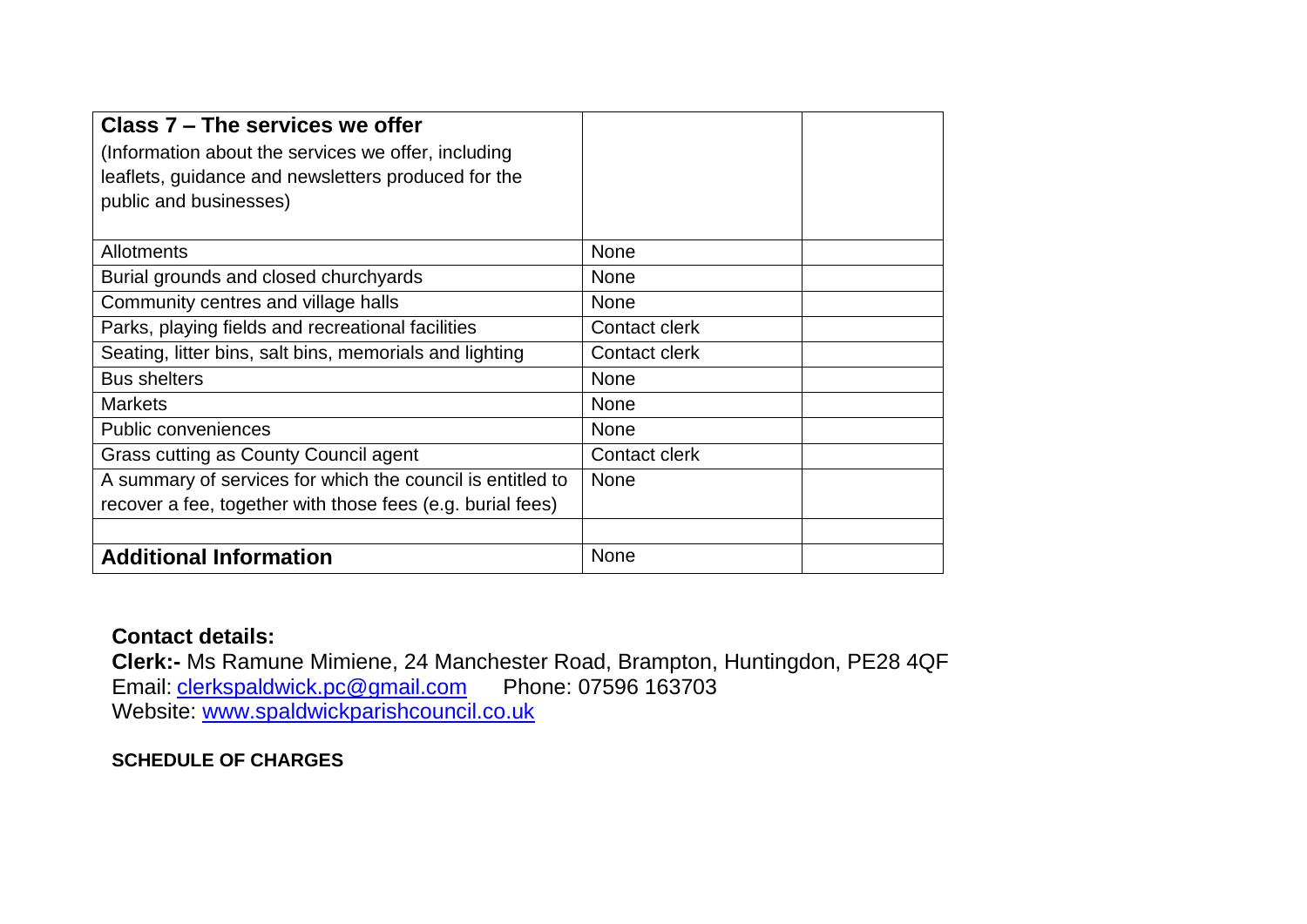| **Class 7 – The services we offer**<br>(Information about the services we offer, including leaflets, guidance and newsletters produced for the public and businesses) | | |
|---|---|---|
| Allotments | None | |
| Burial grounds and closed churchyards | None | |
| Community centres and village halls | None | |
| Parks, playing fields and recreational facilities | Contact clerk | |
| Seating, litter bins, salt bins, memorials and lighting | Contact clerk | |
| Bus shelters | None | |
| Markets | None | |
| Public conveniences | None | |
| Grass cutting as County Council agent | Contact clerk | |
| A summary of services for which the council is entitled to recover a fee, together with those fees (e.g. burial fees) | None | |
| | | |
| **Additional Information** | None | |

**Contact details:**
**Clerk:-** Ms Ramune Mimiene, 24 Manchester Road, Brampton, Huntingdon, PE28 4QF
Email: clerkspaldwick.pc@gmail.com Phone: 07596 163703
Website: www.spaldwickparishcouncil.co.uk

**SCHEDULE OF CHARGES**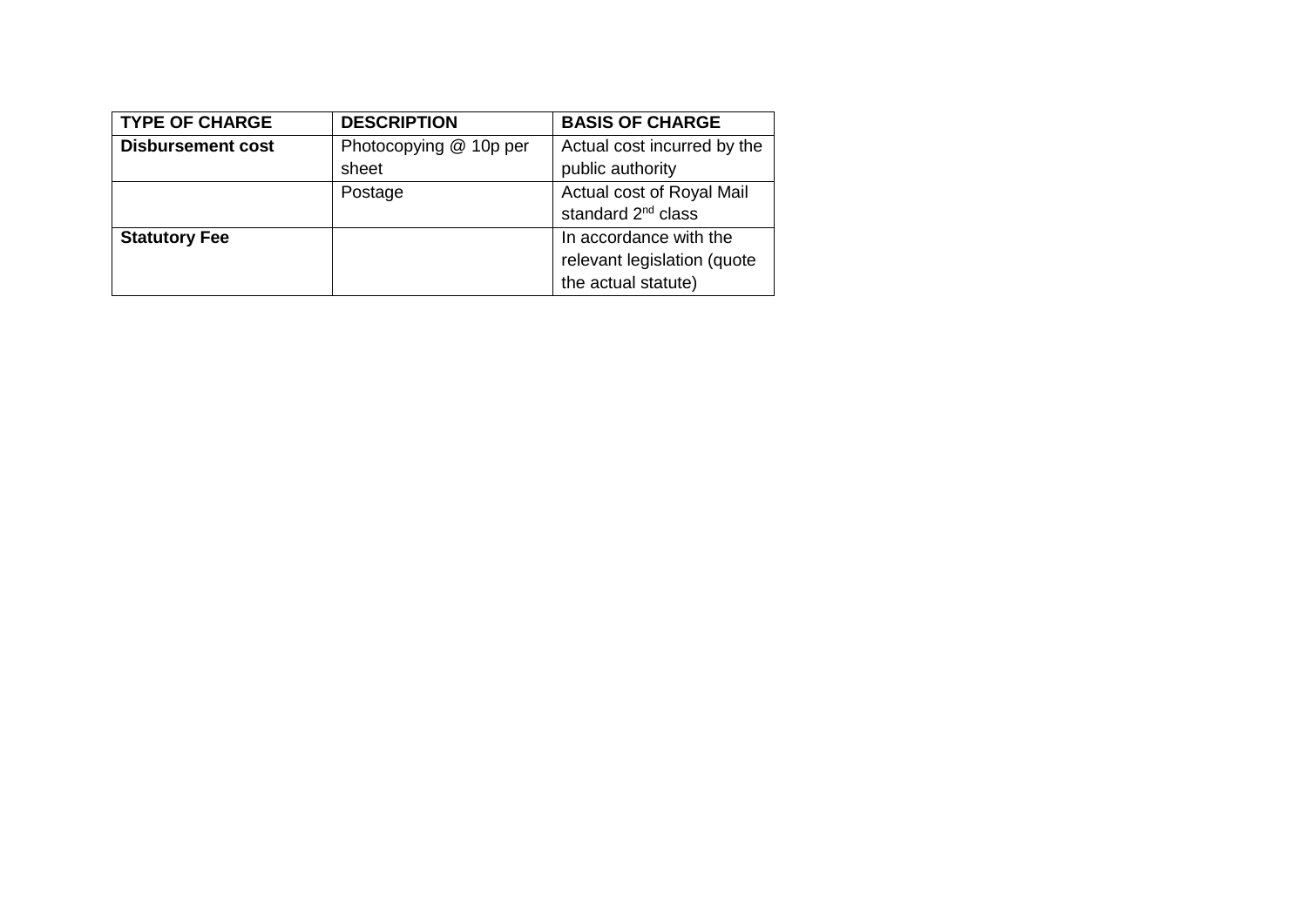| TYPE OF CHARGE | DESCRIPTION | BASIS OF CHARGE |
|---|---|---|
| **Disbursement cost** | Photocopying @ 10p per sheet | Actual cost incurred by the public authority |
| | Postage | Actual cost of Royal Mail standard 2nd class |
| **Statutory Fee** | | In accordance with the relevant legislation (quote the actual statute) |